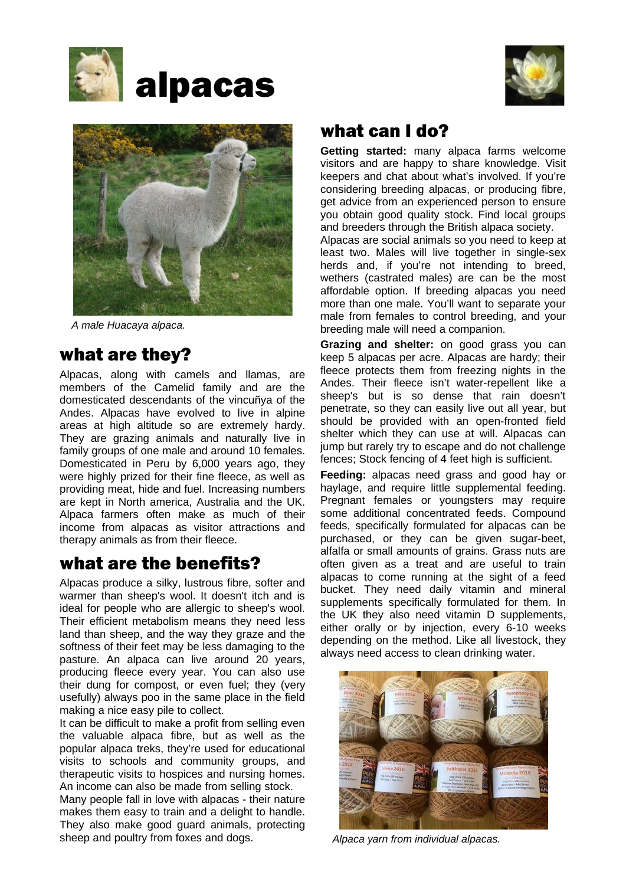# alpacas

*A male Huacaya alpaca.*

## what are they?

Alpacas, along with camels and llamas, are members of the Camelid family and are the domesticated descendants of the vincuñya of the Andes. Alpacas have evolved to live in alpine areas at high altitude so are extremely hardy. They are grazing animals and naturally live in family groups of one male and around 10 females. Domesticated in Peru by 6,000 years ago, they were highly prized for their fine fleece, as well as providing meat, hide and fuel. Increasing numbers are kept in North america, Australia and the UK. Alpaca farmers often make as much of their income from alpacas as visitor attractions and therapy animals as from their fleece.

## what are the benefits?

Alpacas produce a silky, lustrous fibre, softer and warmer than sheep's wool. It doesn't itch and is ideal for people who are allergic to sheep's wool. Their efficient metabolism means they need less land than sheep, and the way they graze and the softness of their feet may be less damaging to the pasture. An alpaca can live around 20 years, producing fleece every year. You can also use their dung for compost, or even fuel; they (very usefully) always poo in the same place in the field making a nice easy pile to collect.

It can be difficult to make a profit from selling even the valuable alpaca fibre, but as well as the popular alpaca treks, they're used for educational visits to schools and community groups, and therapeutic visits to hospices and nursing homes. An income can also be made from selling stock.

Many people fall in love with alpacas - their nature makes them easy to train and a delight to handle. They also make good guard animals, protecting sheep and poultry from foxes and dogs.

## what can I do?

**Getting started:** many alpaca farms welcome visitors and are happy to share knowledge. Visit keepers and chat about what's involved. If you're considering breeding alpacas, or producing fibre, get advice from an experienced person to ensure you obtain good quality stock. Find local groups and breeders through the British alpaca society.

Alpacas are social animals so you need to keep at least two. Males will live together in single-sex herds and, if you're not intending to breed, wethers (castrated males) are can be the most affordable option. If breeding alpacas you need more than one male. You'll want to separate your male from females to control breeding, and your breeding male will need a companion.

**Grazing and shelter:** on good grass you can keep 5 alpacas per acre. Alpacas are hardy; their fleece protects them from freezing nights in the Andes. Their fleece isn't water-repellent like a sheep's but is so dense that rain doesn't penetrate, so they can easily live out all year, but should be provided with an open-fronted field shelter which they can use at will. Alpacas can jump but rarely try to escape and do not challenge fences; Stock fencing of 4 feet high is sufficient.

**Feeding:** alpacas need grass and good hay or haylage, and require little supplemental feeding. Pregnant females or youngsters may require some additional concentrated feeds. Compound feeds, specifically formulated for alpacas can be purchased, or they can be given sugar-beet, alfalfa or small amounts of grains. Grass nuts are often given as a treat and are useful to train alpacas to come running at the sight of a feed bucket. They need daily vitamin and mineral supplements specifically formulated for them. In the UK they also need vitamin D supplements, either orally or by injection, every 6-10 weeks depending on the method. Like all livestock, they always need access to clean drinking water.

*Alpaca yarn from individual alpacas.*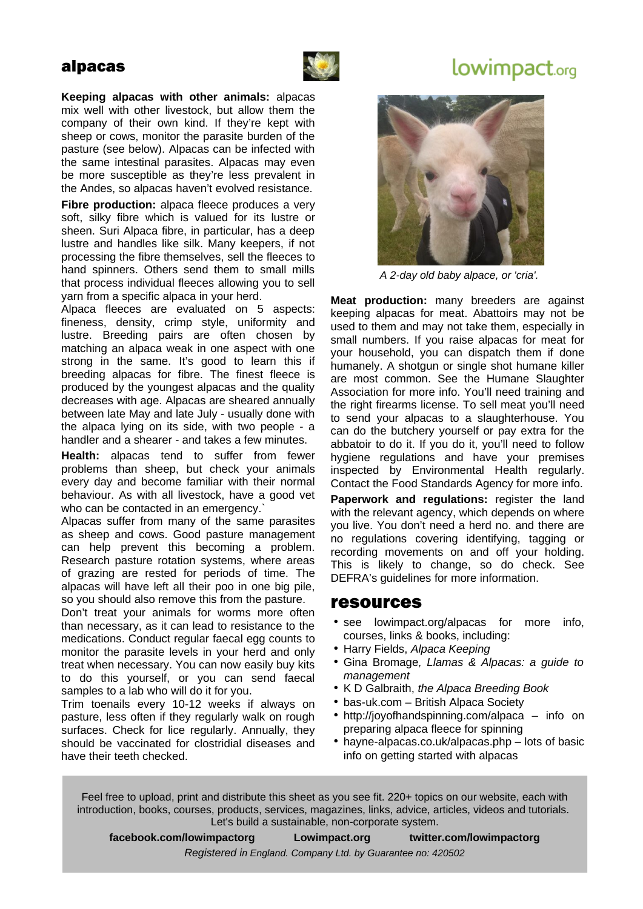# alpacas

**Keeping alpacas with other animals:** alpacas mix well with other livestock, but allow them the company of their own kind. If they're kept with sheep or cows, monitor the parasite burden of the pasture (see below). Alpacas can be infected with the same intestinal parasites. Alpacas may even be more susceptible as they're less prevalent in the Andes, so alpacas haven't evolved resistance.

**Fibre production:** alpaca fleece produces a very soft, silky fibre which is valued for its lustre or sheen. Suri Alpaca fibre, in particular, has a deep lustre and handles like silk. Many keepers, if not processing the fibre themselves, sell the fleeces to hand spinners. Others send them to small mills that process individual fleeces allowing you to sell yarn from a specific alpaca in your herd.

Alpaca fleeces are evaluated on 5 aspects: fineness, density, crimp style, uniformity and lustre. Breeding pairs are often chosen by matching an alpaca weak in one aspect with one strong in the same. It's good to learn this if breeding alpacas for fibre. The finest fleece is produced by the youngest alpacas and the quality decreases with age. Alpacas are sheared annually between late May and late July - usually done with the alpaca lying on its side, with two people - a handler and a shearer - and takes a few minutes.

**Health:** alpacas tend to suffer from fewer problems than sheep, but check your animals every day and become familiar with their normal behaviour. As with all livestock, have a good vet who can be contacted in an emergency.`

Alpacas suffer from many of the same parasites as sheep and cows. Good pasture management can help prevent this becoming a problem. Research pasture rotation systems, where areas of grazing are rested for periods of time. The alpacas will have left all their poo in one big pile, so you should also remove this from the pasture.

Don't treat your animals for worms more often than necessary, as it can lead to resistance to the medications. Conduct regular faecal egg counts to monitor the parasite levels in your herd and only treat when necessary. You can now easily buy kits to do this yourself, or you can send faecal samples to a lab who will do it for you.

Trim toenails every 10-12 weeks if always on pasture, less often if they regularly walk on rough surfaces. Check for lice regularly. Annually, they should be vaccinated for clostridial diseases and have their teeth checked.

*A 2-day old baby alpace, or 'cria'.*

**Meat production:** many breeders are against keeping alpacas for meat. Abattoirs may not be used to them and may not take them, especially in small numbers. If you raise alpacas for meat for your household, you can dispatch them if done humanely. A shotgun or single shot humane killer are most common. See the Humane Slaughter Association for more info. You'll need training and the right firearms license. To sell meat you'll need to send your alpacas to a slaughterhouse. You can do the butchery yourself or pay extra for the abattoir to do it. If you do it, you'll need to follow hygiene regulations and have your premises inspected by Environmental Health regularly. Contact the Food Standards Agency for more info.

**Paperwork and regulations:** register the land with the relevant agency, which depends on where you live. You don't need a herd no. and there are no regulations covering identifying, tagging or recording movements on and off your holding. This is likely to change, so do check. See DEFRA's guidelines for more information.

## resources

- see lowimpact.org/alpacas for more info, courses, links & books, including:
- Harry Fields, *Alpaca Keeping*
- Gina Bromage*, Llamas & Alpacas: a guide to management*
- K D Galbraith, *the Alpaca Breeding Book*
- bas-uk.com – British Alpaca Society
- http://joyofhandspinning.com/alpaca – info on preparing alpaca fleece for spinning
- hayne-alpacas.co.uk/alpacas.php – lots of basic info on getting started with alpacas

Feel free to upload, print and distribute this sheet as you see fit. 220+ topics on our website, each with introduction, books, courses, products, services, magazines, links, advice, articles, videos and tutorials. Let's build a sustainable, non-corporate system.

**facebook.com/lowimpactorg** **Lowimpact.org** **twitter.com/lowimpactorg**

*Registered in England. Company Ltd. by Guarantee no: 420502*